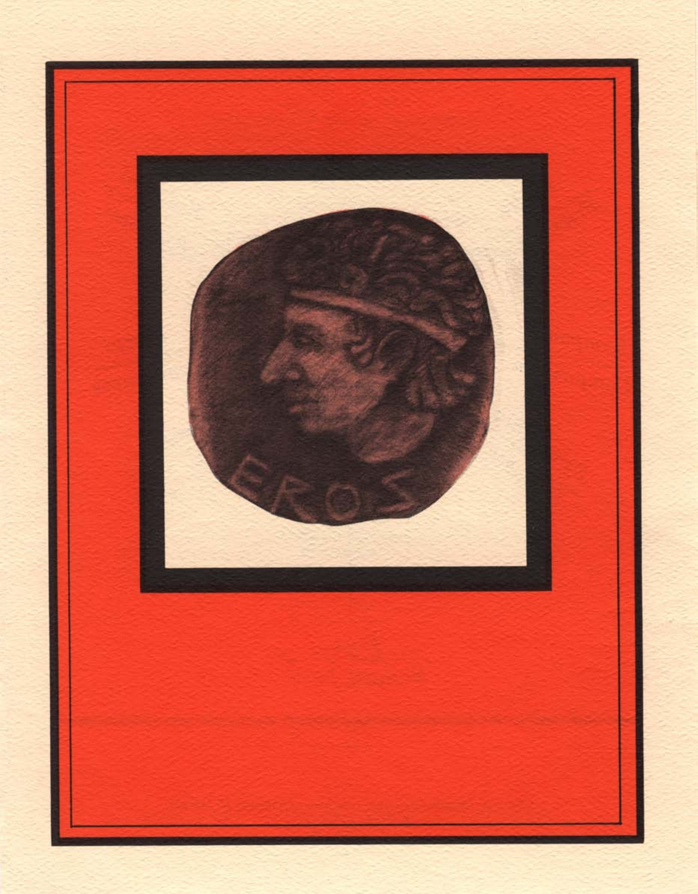EROS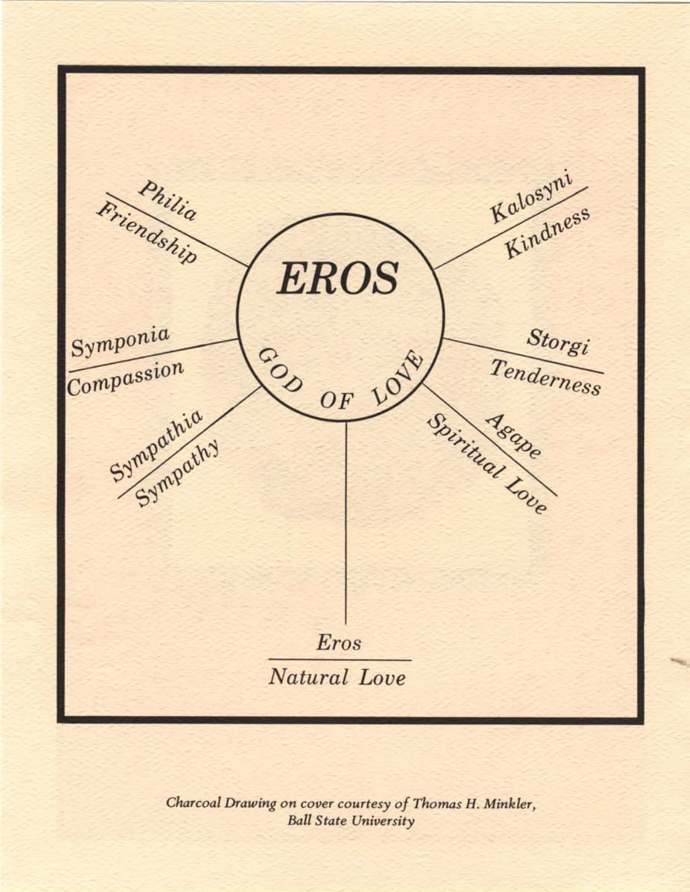# EROS

GOD OF LOVE

*Philia* — *Friendship*

*Kalosyni* — *Kindness*

*Symponia* — *Compassion*

*Storgi* — *Tenderness*

*Sympathia* — *Sympathy*

*Agape* — *Spiritual Love*

*Eros* — *Natural Love*

*Charcoal Drawing on cover courtesy of Thomas H. Minkler, Ball State University*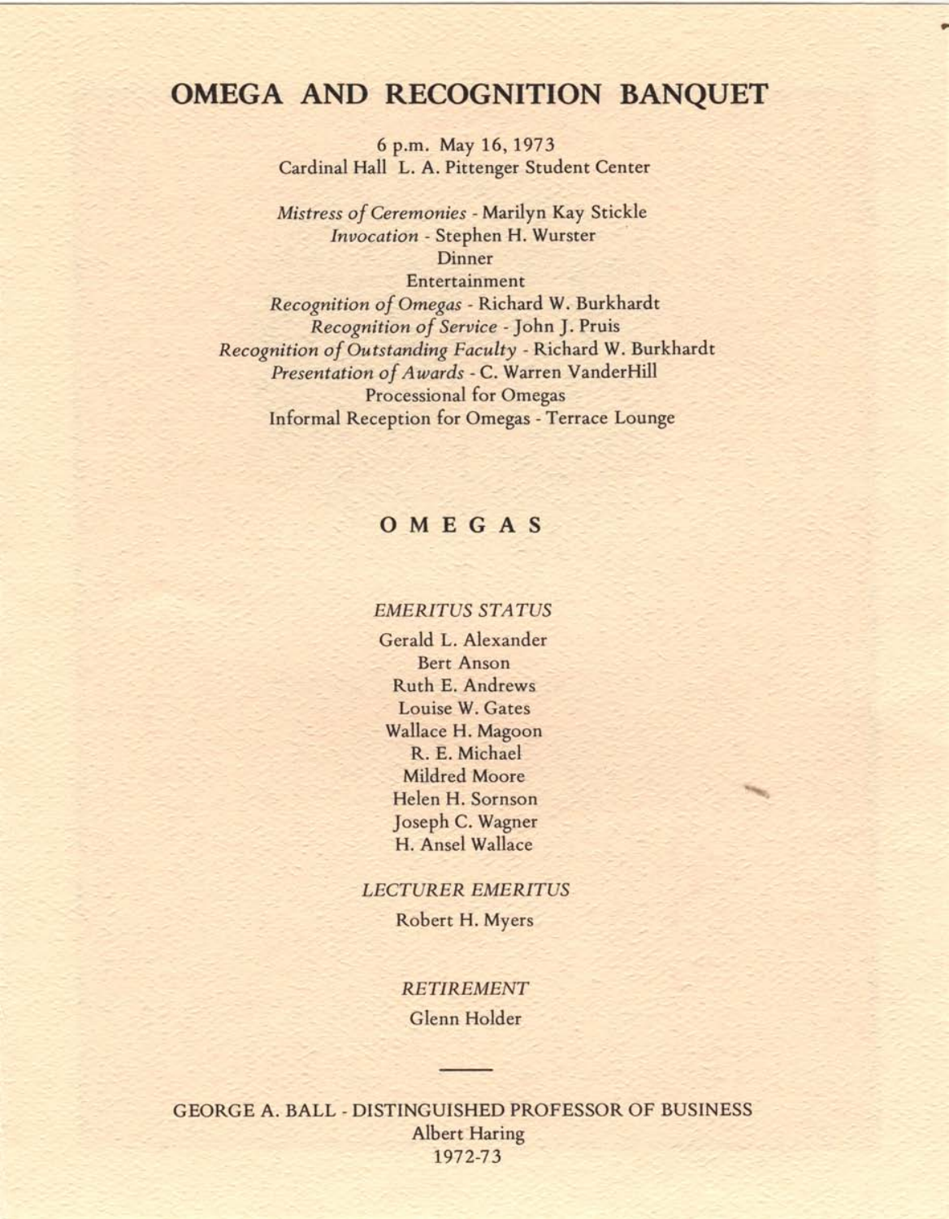# OMEGA AND RECOGNITION BANQUET

6 p.m. May 16, 1973
Cardinal Hall L. A. Pittenger Student Center

*Mistress of Ceremonies* - Marilyn Kay Stickle
*Invocation* - Stephen H. Wurster
Dinner
Entertainment
*Recognition of Omegas* - Richard W. Burkhardt
*Recognition of Service* - John J. Pruis
*Recognition of Outstanding Faculty* - Richard W. Burkhardt
*Presentation of Awards* - C. Warren VanderHill
Processional for Omegas
Informal Reception for Omegas - Terrace Lounge

## OMEGAS

*EMERITUS STATUS*

Gerald L. Alexander
Bert Anson
Ruth E. Andrews
Louise W. Gates
Wallace H. Magoon
R. E. Michael
Mildred Moore
Helen H. Sornson
Joseph C. Wagner
H. Ansel Wallace

*LECTURER EMERITUS*

Robert H. Myers

*RETIREMENT*

Glenn Holder

---

GEORGE A. BALL - DISTINGUISHED PROFESSOR OF BUSINESS
Albert Haring
1972-73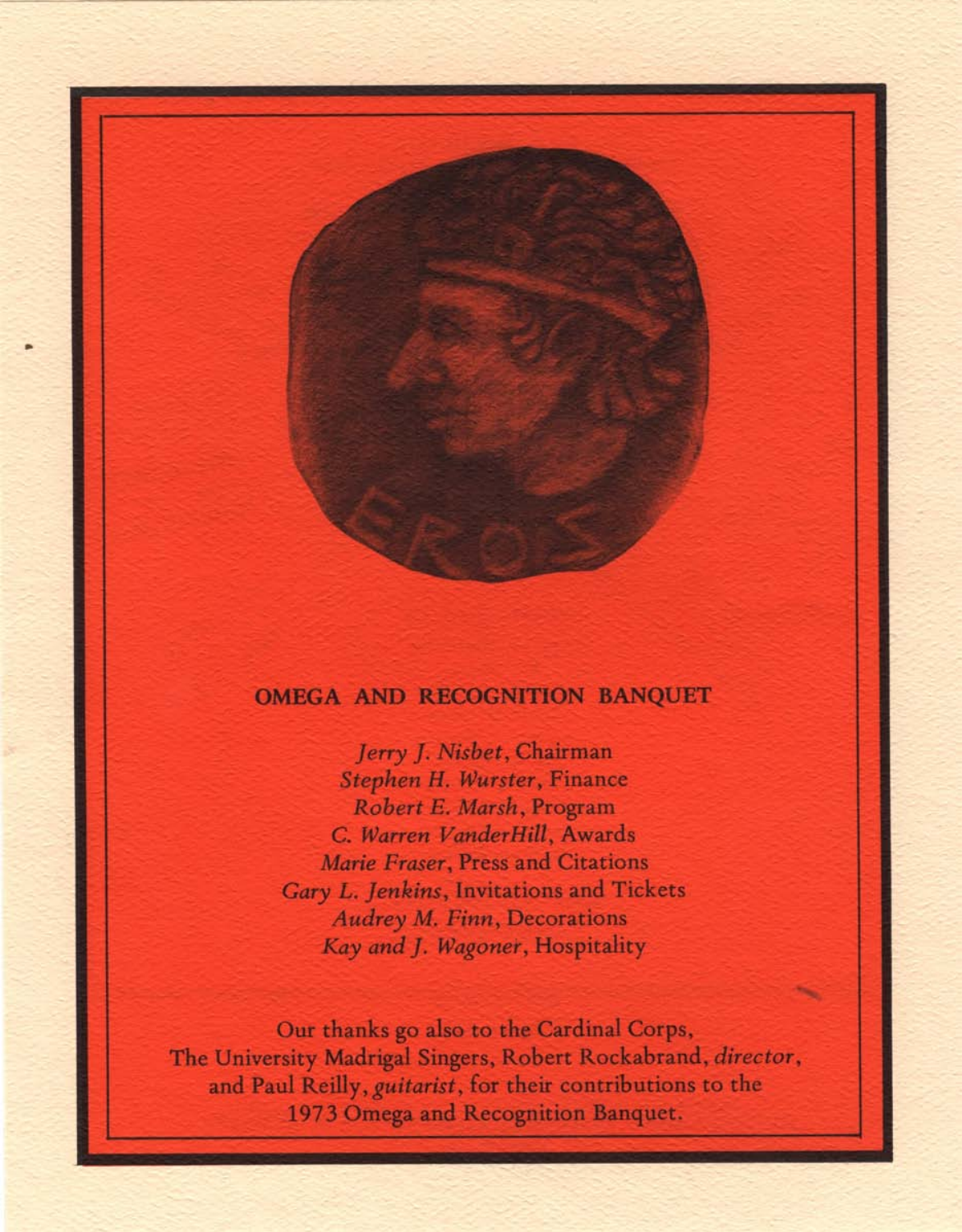## OMEGA AND RECOGNITION BANQUET

*Jerry J. Nisbet*, Chairman
*Stephen H. Wurster*, Finance
*Robert E. Marsh*, Program
*C. Warren VanderHill*, Awards
*Marie Fraser*, Press and Citations
*Gary L. Jenkins*, Invitations and Tickets
*Audrey M. Finn*, Decorations
*Kay and J. Wagoner*, Hospitality

Our thanks go also to the Cardinal Corps, The University Madrigal Singers, Robert Rockabrand, *director*, and Paul Reilly, *guitarist*, for their contributions to the 1973 Omega and Recognition Banquet.